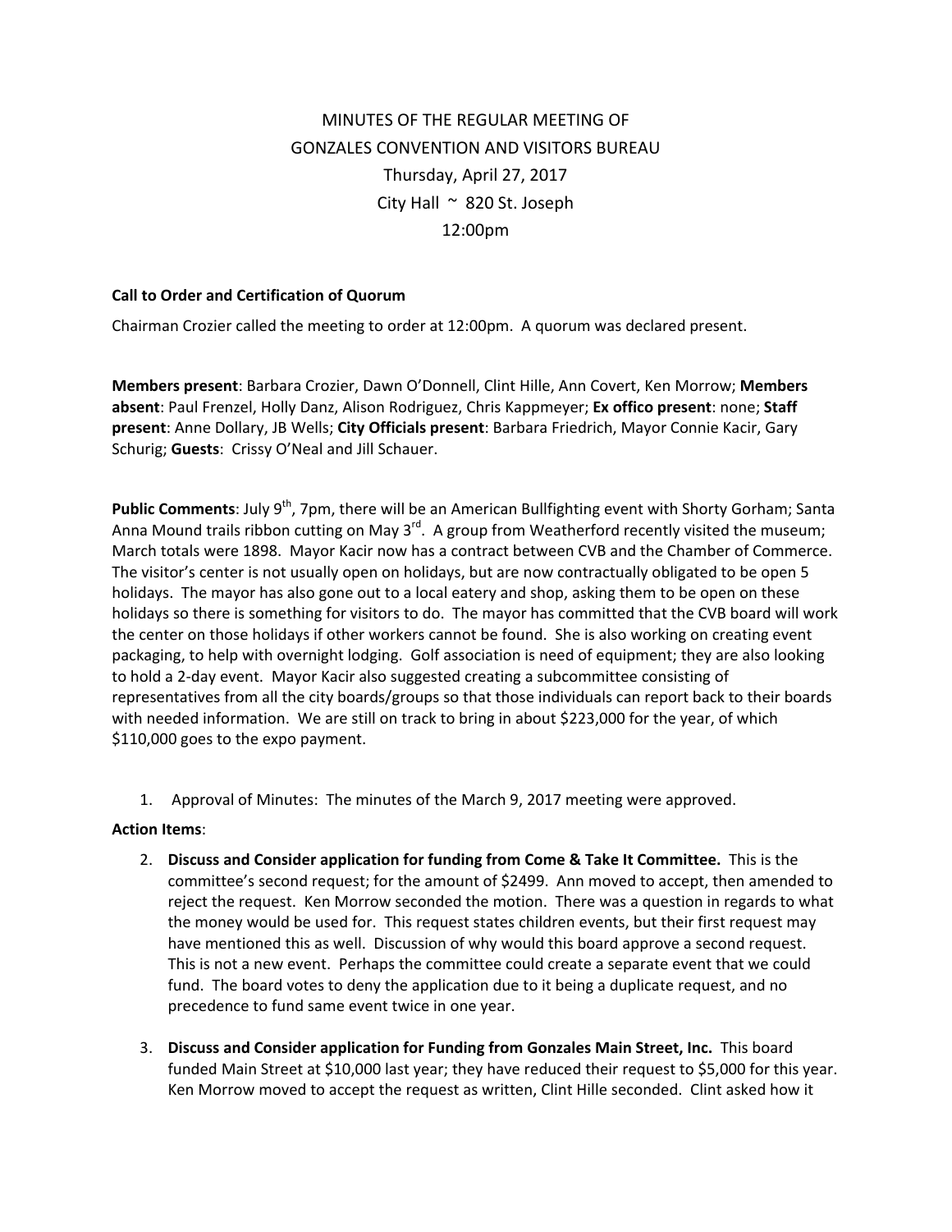MINUTES OF THE REGULAR MEETING OF
GONZALES CONVENTION AND VISITORS BUREAU
Thursday, April 27, 2017
City Hall ~ 820 St. Joseph
12:00pm

**Call to Order and Certification of Quorum**

Chairman Crozier called the meeting to order at 12:00pm. A quorum was declared present.

**Members present**: Barbara Crozier, Dawn O'Donnell, Clint Hille, Ann Covert, Ken Morrow; **Members absent**: Paul Frenzel, Holly Danz, Alison Rodriguez, Chris Kappmeyer; **Ex offico present**: none; **Staff present**: Anne Dollary, JB Wells; **City Officials present**: Barbara Friedrich, Mayor Connie Kacir, Gary Schurig; **Guests**: Crissy O'Neal and Jill Schauer.

**Public Comments**: July 9th, 7pm, there will be an American Bullfighting event with Shorty Gorham; Santa Anna Mound trails ribbon cutting on May 3rd. A group from Weatherford recently visited the museum; March totals were 1898. Mayor Kacir now has a contract between CVB and the Chamber of Commerce. The visitor's center is not usually open on holidays, but are now contractually obligated to be open 5 holidays. The mayor has also gone out to a local eatery and shop, asking them to be open on these holidays so there is something for visitors to do. The mayor has committed that the CVB board will work the center on those holidays if other workers cannot be found. She is also working on creating event packaging, to help with overnight lodging. Golf association is need of equipment; they are also looking to hold a 2-day event. Mayor Kacir also suggested creating a subcommittee consisting of representatives from all the city boards/groups so that those individuals can report back to their boards with needed information. We are still on track to bring in about $223,000 for the year, of which $110,000 goes to the expo payment.

1. Approval of Minutes: The minutes of the March 9, 2017 meeting were approved.

**Action Items**:

2. **Discuss and Consider application for funding from Come & Take It Committee.** This is the committee's second request; for the amount of $2499. Ann moved to accept, then amended to reject the request. Ken Morrow seconded the motion. There was a question in regards to what the money would be used for. This request states children events, but their first request may have mentioned this as well. Discussion of why would this board approve a second request. This is not a new event. Perhaps the committee could create a separate event that we could fund. The board votes to deny the application due to it being a duplicate request, and no precedence to fund same event twice in one year.

3. **Discuss and Consider application for Funding from Gonzales Main Street, Inc.** This board funded Main Street at $10,000 last year; they have reduced their request to $5,000 for this year. Ken Morrow moved to accept the request as written, Clint Hille seconded. Clint asked how it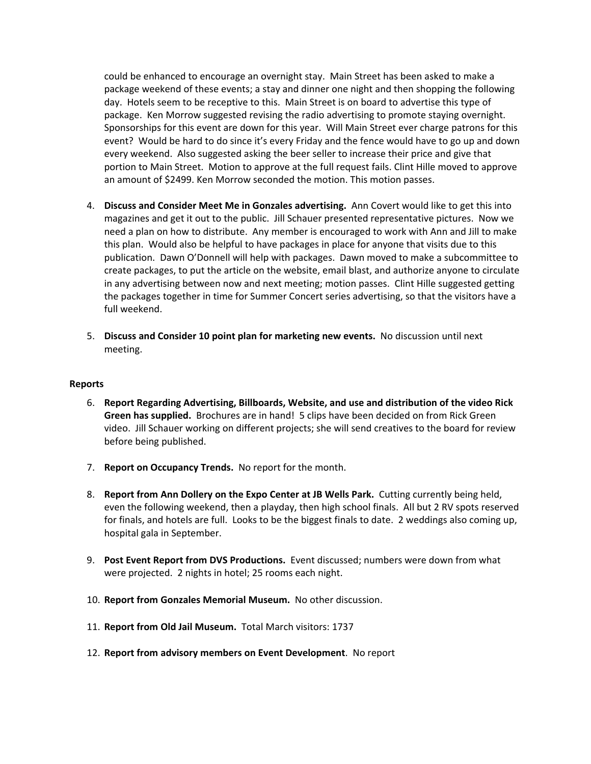could be enhanced to encourage an overnight stay. Main Street has been asked to make a package weekend of these events; a stay and dinner one night and then shopping the following day. Hotels seem to be receptive to this. Main Street is on board to advertise this type of package. Ken Morrow suggested revising the radio advertising to promote staying overnight. Sponsorships for this event are down for this year. Will Main Street ever charge patrons for this event? Would be hard to do since it's every Friday and the fence would have to go up and down every weekend. Also suggested asking the beer seller to increase their price and give that portion to Main Street. Motion to approve at the full request fails. Clint Hille moved to approve an amount of $2499. Ken Morrow seconded the motion. This motion passes.

4. **Discuss and Consider Meet Me in Gonzales advertising.** Ann Covert would like to get this into magazines and get it out to the public. Jill Schauer presented representative pictures. Now we need a plan on how to distribute. Any member is encouraged to work with Ann and Jill to make this plan. Would also be helpful to have packages in place for anyone that visits due to this publication. Dawn O'Donnell will help with packages. Dawn moved to make a subcommittee to create packages, to put the article on the website, email blast, and authorize anyone to circulate in any advertising between now and next meeting; motion passes. Clint Hille suggested getting the packages together in time for Summer Concert series advertising, so that the visitors have a full weekend.

5. **Discuss and Consider 10 point plan for marketing new events.** No discussion until next meeting.

**Reports**

6. **Report Regarding Advertising, Billboards, Website, and use and distribution of the video Rick Green has supplied.** Brochures are in hand! 5 clips have been decided on from Rick Green video. Jill Schauer working on different projects; she will send creatives to the board for review before being published.

7. **Report on Occupancy Trends.** No report for the month.

8. **Report from Ann Dollery on the Expo Center at JB Wells Park.** Cutting currently being held, even the following weekend, then a playday, then high school finals. All but 2 RV spots reserved for finals, and hotels are full. Looks to be the biggest finals to date. 2 weddings also coming up, hospital gala in September.

9. **Post Event Report from DVS Productions.** Event discussed; numbers were down from what were projected. 2 nights in hotel; 25 rooms each night.

10. **Report from Gonzales Memorial Museum.** No other discussion.

11. **Report from Old Jail Museum.** Total March visitors: 1737

12. **Report from advisory members on Event Development**. No report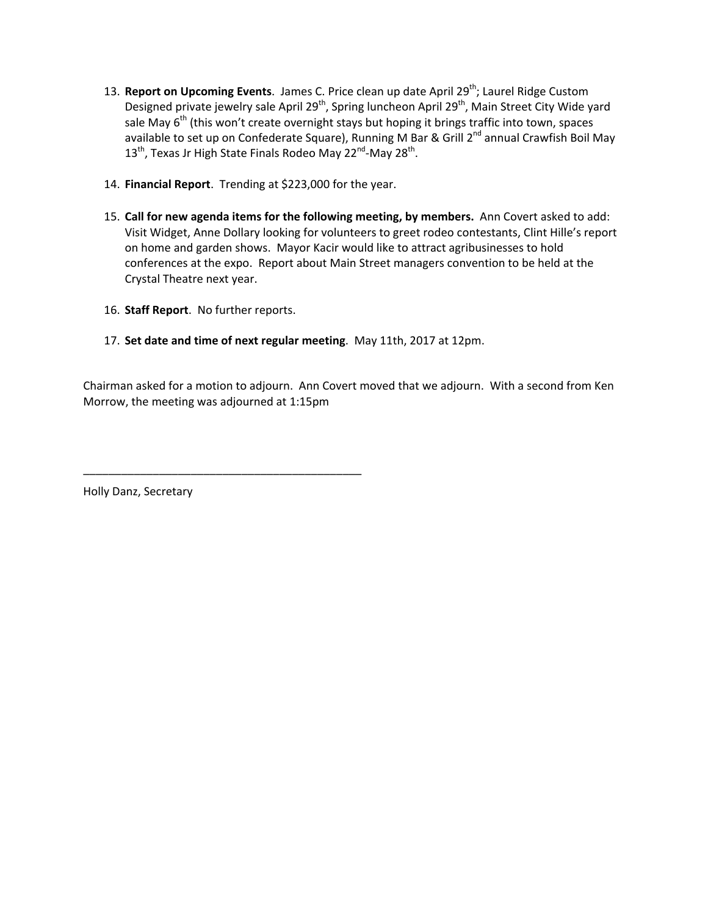13. **Report on Upcoming Events**. James C. Price clean up date April 29th; Laurel Ridge Custom Designed private jewelry sale April 29th, Spring luncheon April 29th, Main Street City Wide yard sale May 6th (this won't create overnight stays but hoping it brings traffic into town, spaces available to set up on Confederate Square), Running M Bar & Grill 2nd annual Crawfish Boil May 13th, Texas Jr High State Finals Rodeo May 22nd-May 28th.

14. **Financial Report**. Trending at $223,000 for the year.

15. **Call for new agenda items for the following meeting, by members.** Ann Covert asked to add: Visit Widget, Anne Dollary looking for volunteers to greet rodeo contestants, Clint Hille's report on home and garden shows. Mayor Kacir would like to attract agribusinesses to hold conferences at the expo. Report about Main Street managers convention to be held at the Crystal Theatre next year.

16. **Staff Report**. No further reports.

17. **Set date and time of next regular meeting**. May 11th, 2017 at 12pm.

Chairman asked for a motion to adjourn. Ann Covert moved that we adjourn. With a second from Ken Morrow, the meeting was adjourned at 1:15pm

______________________________________________

Holly Danz, Secretary